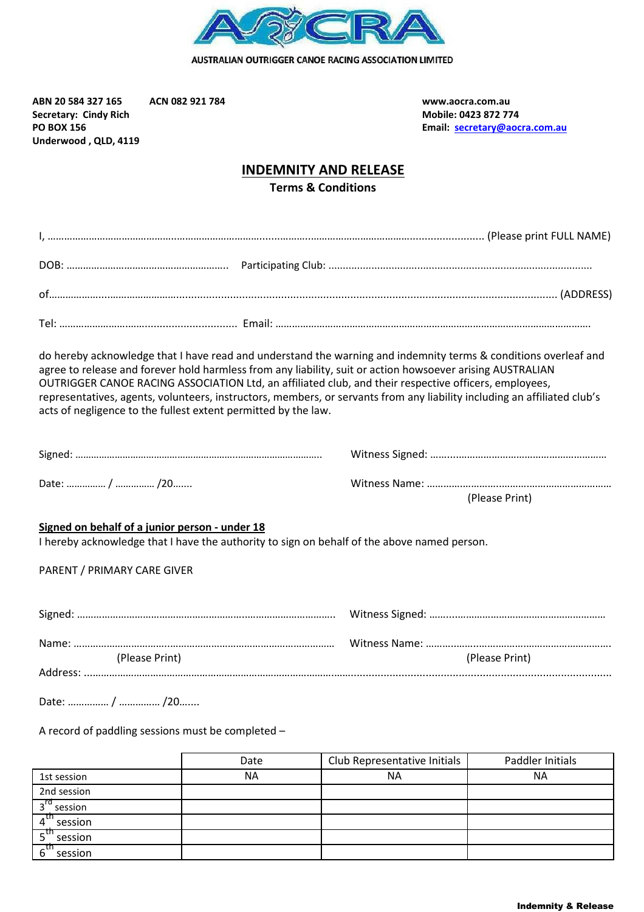AOCRA

AUSTRALIAN OUTRIGGER CANOE RACING ASSOCIATION LIMITED

**ABN 20 584 327 165 ACN 082 921 784**
**Secretary: Cindy Rich**
**PO BOX 156**
**Underwood , QLD, 4119**

**www.aocra.com.au**
**Mobile: 0423 872 774**
**Email: secretary@aocra.com.au**

# INDEMNITY AND RELEASE

## Terms & Conditions

I, ………………………………………………………………………………………………………………………………………… (Please print FULL NAME)

DOB: ………………………………………………… Participating Club: ……………………………………………………………………………

of……………………………………………………………………………………………………………………………………………… (ADDRESS)

Tel: ……………………………………………………… Email: ……………………………………………………………………………………………

do hereby acknowledge that I have read and understand the warning and indemnity terms & conditions overleaf and agree to release and forever hold harmless from any liability, suit or action howsoever arising AUSTRALIAN OUTRIGGER CANOE RACING ASSOCIATION Ltd, an affiliated club, and their respective officers, employees, representatives, agents, volunteers, instructors, members, or servants from any liability including an affiliated club's acts of negligence to the fullest extent permitted by the law.

Signed: ……………………………………………………………………………… Witness Signed: ……………………………………………………

Date: …………… / …………… /20……. Witness Name: ……………………………………………………… (Please Print)

**Signed on behalf of a junior person - under 18**

I hereby acknowledge that I have the authority to sign on behalf of the above named person.

PARENT / PRIMARY CARE GIVER

Signed: ……………………………………………………………………………… Witness Signed: ……………………………………………………

Name: ……………………………………………………………………………… (Please Print) Witness Name: ……………………………………………………… (Please Print)

Address: ………………………………………………………………………………………………………………………………………………

Date: …………… / …………… /20…….

A record of paddling sessions must be completed –

| | Date | Club Representative Initials | Paddler Initials |
|---|---|---|---|
| 1st session | NA | NA | NA |
| 2nd session | | | |
| 3rd session | | | |
| 4th session | | | |
| 5th session | | | |
| 6th session | | | |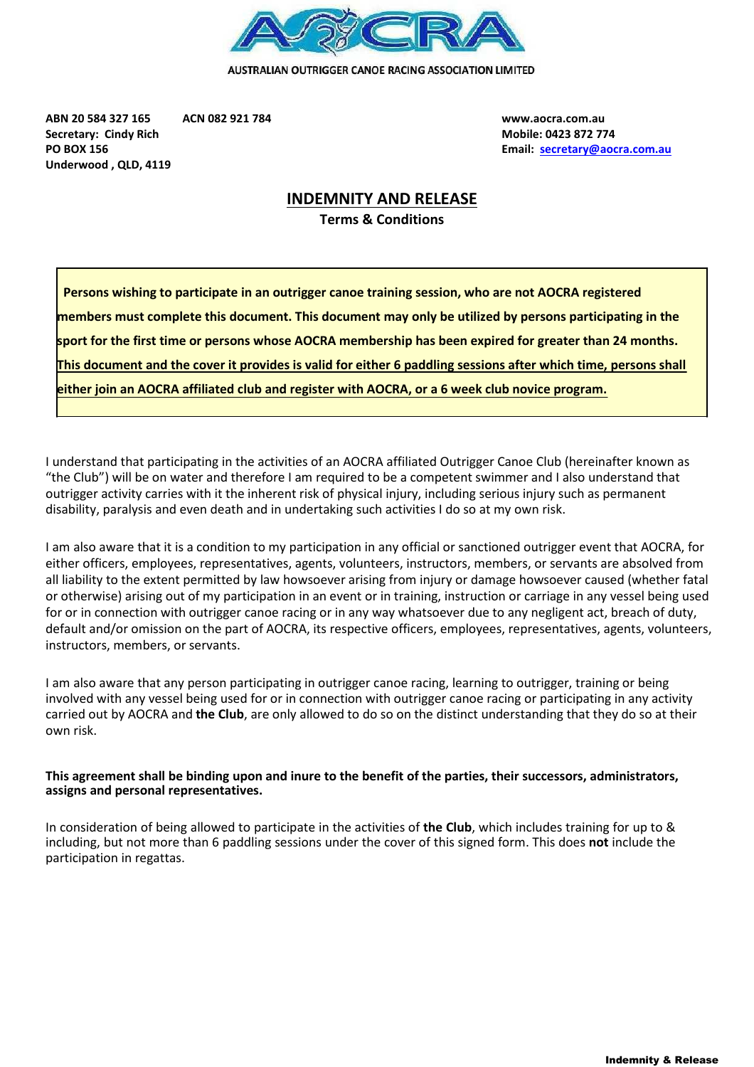AUSTRALIAN OUTRIGGER CANOE RACING ASSOCIATION LIMITED

**ABN 20 584 327 165 ACN 082 921 784**
**Secretary: Cindy Rich**
**PO BOX 156**
**Underwood , QLD, 4119**

**www.aocra.com.au**
**Mobile: 0423 872 774**
**Email: secretary@aocra.com.au**

# INDEMNITY AND RELEASE

**Terms & Conditions**

**Persons wishing to participate in an outrigger canoe training session, who are not AOCRA registered members must complete this document. This document may only be utilized by persons participating in the sport for the first time or persons whose AOCRA membership has been expired for greater than 24 months. This document and the cover it provides is valid for either 6 paddling sessions after which time, persons shall either join an AOCRA affiliated club and register with AOCRA, or a 6 week club novice program.**

I understand that participating in the activities of an AOCRA affiliated Outrigger Canoe Club (hereinafter known as "the Club") will be on water and therefore I am required to be a competent swimmer and I also understand that outrigger activity carries with it the inherent risk of physical injury, including serious injury such as permanent disability, paralysis and even death and in undertaking such activities I do so at my own risk.

I am also aware that it is a condition to my participation in any official or sanctioned outrigger event that AOCRA, for either officers, employees, representatives, agents, volunteers, instructors, members, or servants are absolved from all liability to the extent permitted by law howsoever arising from injury or damage howsoever caused (whether fatal or otherwise) arising out of my participation in an event or in training, instruction or carriage in any vessel being used for or in connection with outrigger canoe racing or in any way whatsoever due to any negligent act, breach of duty, default and/or omission on the part of AOCRA, its respective officers, employees, representatives, agents, volunteers, instructors, members, or servants.

I am also aware that any person participating in outrigger canoe racing, learning to outrigger, training or being involved with any vessel being used for or in connection with outrigger canoe racing or participating in any activity carried out by AOCRA and **the Club**, are only allowed to do so on the distinct understanding that they do so at their own risk.

**This agreement shall be binding upon and inure to the benefit of the parties, their successors, administrators, assigns and personal representatives.**

In consideration of being allowed to participate in the activities of **the Club**, which includes training for up to & including, but not more than 6 paddling sessions under the cover of this signed form. This does **not** include the participation in regattas.